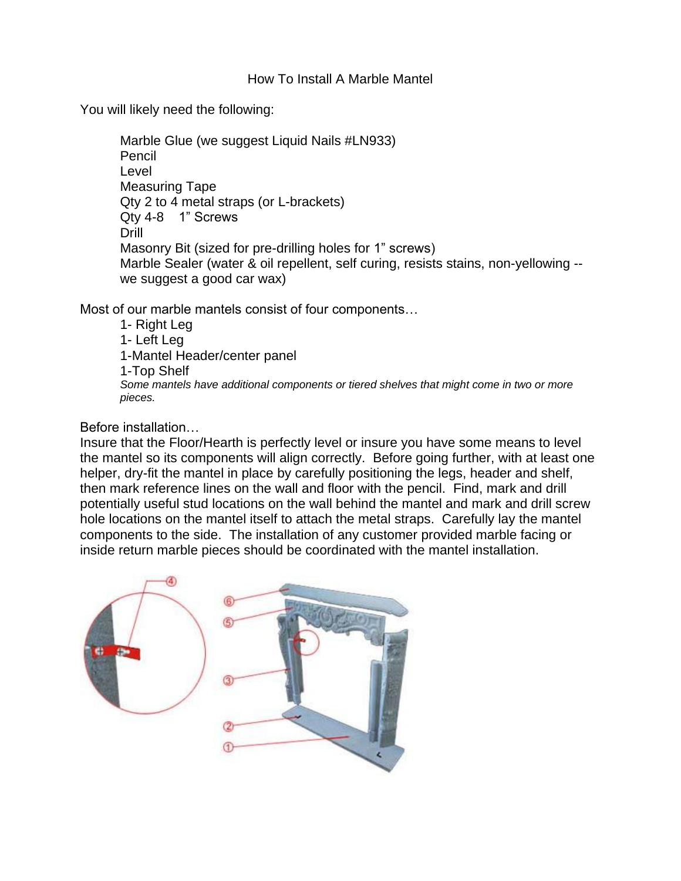# How To Install A Marble Mantel

You will likely need the following:

- Marble Glue (we suggest Liquid Nails #LN933)
- Pencil
- Level
- Measuring Tape
- Qty 2 to 4 metal straps (or L-brackets)
- Qty 4-8    1" Screws
- Drill
- Masonry Bit (sized for pre-drilling holes for 1" screws)
- Marble Sealer (water & oil repellent, self curing, resists stains, non-yellowing -- we suggest a good car wax)

Most of our marble mantels consist of four components…

- 1- Right Leg
- 1- Left Leg
- 1-Mantel Header/center panel
- 1-Top Shelf

*Some mantels have additional components or tiered shelves that might come in two or more pieces.*

Before installation…

Insure that the Floor/Hearth is perfectly level or insure you have some means to level the mantel so its components will align correctly. Before going further, with at least one helper, dry-fit the mantel in place by carefully positioning the legs, header and shelf, then mark reference lines on the wall and floor with the pencil. Find, mark and drill potentially useful stud locations on the wall behind the mantel and mark and drill screw hole locations on the mantel itself to attach the metal straps. Carefully lay the mantel components to the side. The installation of any customer provided marble facing or inside return marble pieces should be coordinated with the mantel installation.

④

⑥
⑤
③
②
①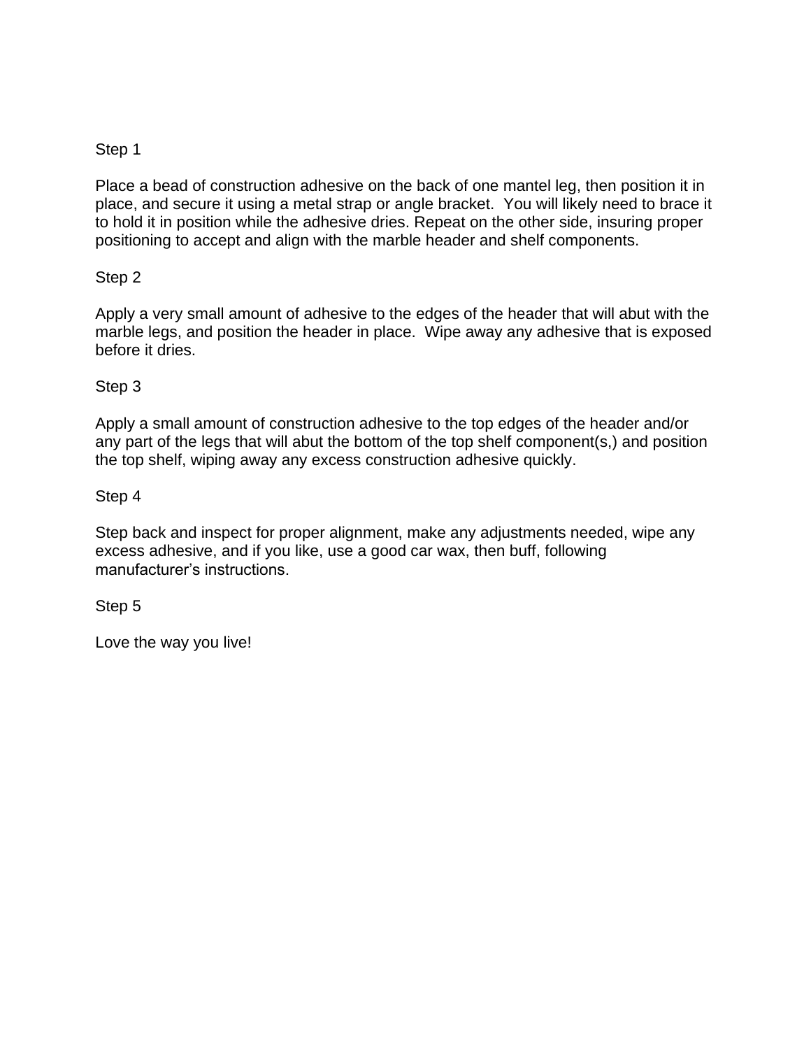Step 1

Place a bead of construction adhesive on the back of one mantel leg, then position it in place, and secure it using a metal strap or angle bracket. You will likely need to brace it to hold it in position while the adhesive dries. Repeat on the other side, insuring proper positioning to accept and align with the marble header and shelf components.

Step 2

Apply a very small amount of adhesive to the edges of the header that will abut with the marble legs, and position the header in place. Wipe away any adhesive that is exposed before it dries.

Step 3

Apply a small amount of construction adhesive to the top edges of the header and/or any part of the legs that will abut the bottom of the top shelf component(s,) and position the top shelf, wiping away any excess construction adhesive quickly.

Step 4

Step back and inspect for proper alignment, make any adjustments needed, wipe any excess adhesive, and if you like, use a good car wax, then buff, following manufacturer's instructions.

Step 5

Love the way you live!